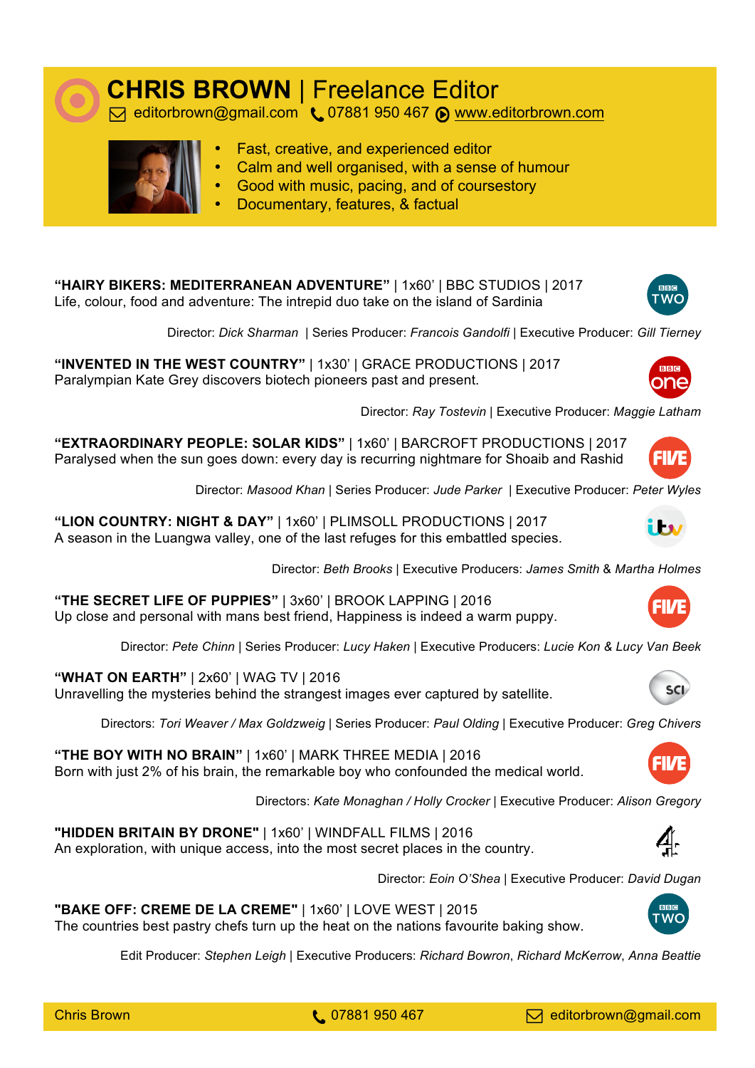# CHRIS BROWN | Freelance Editor

editorbrown@gmail.com 07881 950 467 www.editorbrown.com

- Fast, creative, and experienced editor
- Calm and well organised, with a sense of humour
- Good with music, pacing, and of coursestory
- Documentary, features, & factual

**"HAIRY BIKERS: MEDITERRANEAN ADVENTURE"** | 1x60' | BBC STUDIOS | 2017
Life, colour, food and adventure: The intrepid duo take on the island of Sardinia

Director: *Dick Sharman* | Series Producer: *Francois Gandolfi* | Executive Producer: *Gill Tierney*

**"INVENTED IN THE WEST COUNTRY"** | 1x30' | GRACE PRODUCTIONS | 2017
Paralympian Kate Grey discovers biotech pioneers past and present.

Director: *Ray Tostevin* | Executive Producer: *Maggie Latham*

**"EXTRAORDINARY PEOPLE: SOLAR KIDS"** | 1x60' | BARCROFT PRODUCTIONS | 2017
Paralysed when the sun goes down: every day is recurring nightmare for Shoaib and Rashid

Director: *Masood Khan* | Series Producer: *Jude Parker* | Executive Producer: *Peter Wyles*

**"LION COUNTRY: NIGHT & DAY"** | 1x60' | PLIMSOLL PRODUCTIONS | 2017
A season in the Luangwa valley, one of the last refuges for this embattled species.

Director: *Beth Brooks* | Executive Producers: *James Smith* & *Martha Holmes*

**"THE SECRET LIFE OF PUPPIES"** | 3x60' | BROOK LAPPING | 2016
Up close and personal with mans best friend, Happiness is indeed a warm puppy.

Director: *Pete Chinn* | Series Producer: *Lucy Haken* | Executive Producers: *Lucie Kon & Lucy Van Beek*

**"WHAT ON EARTH"** | 2x60' | WAG TV | 2016
Unravelling the mysteries behind the strangest images ever captured by satellite.

Directors: *Tori Weaver / Max Goldzweig* | Series Producer: *Paul Olding* | Executive Producer: *Greg Chivers*

**"THE BOY WITH NO BRAIN"** | 1x60' | MARK THREE MEDIA | 2016
Born with just 2% of his brain, the remarkable boy who confounded the medical world.

Directors: *Kate Monaghan / Holly Crocker* | Executive Producer: *Alison Gregory*

**"HIDDEN BRITAIN BY DRONE"** | 1x60' | WINDFALL FILMS | 2016
An exploration, with unique access, into the most secret places in the country.

Director: *Eoin O'Shea* | Executive Producer: *David Dugan*

**"BAKE OFF: CREME DE LA CREME"** | 1x60' | LOVE WEST | 2015
The countries best pastry chefs turn up the heat on the nations favourite baking show.

Edit Producer: *Stephen Leigh* | Executive Producers: *Richard Bowron*, *Richard McKerrow*, *Anna Beattie*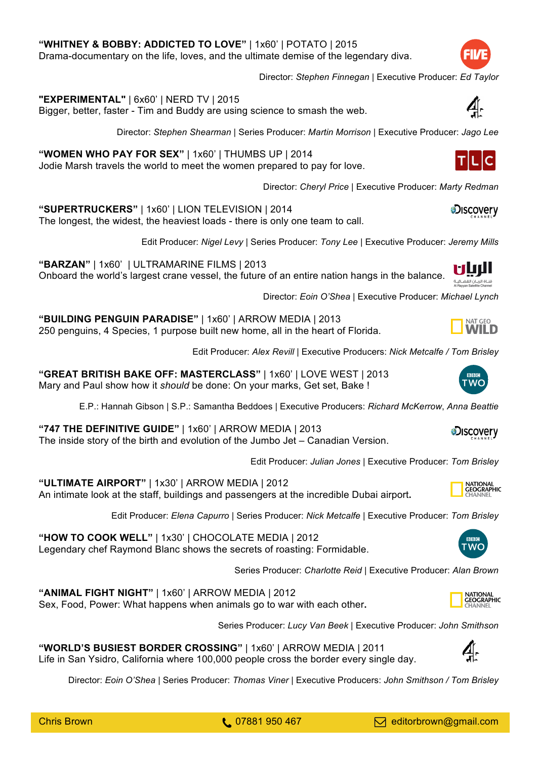**"WHITNEY & BOBBY: ADDICTED TO LOVE"** | 1x60' | POTATO | 2015
Drama-documentary on the life, loves, and the ultimate demise of the legendary diva.

Director: *Stephen Finnegan* | Executive Producer: *Ed Taylor*

**"EXPERIMENTAL"** | 6x60' | NERD TV | 2015
Bigger, better, faster - Tim and Buddy are using science to smash the web.

Director: *Stephen Shearman* | Series Producer: *Martin Morrison* | Executive Producer: *Jago Lee*

**"WOMEN WHO PAY FOR SEX"** | 1x60' | THUMBS UP | 2014
Jodie Marsh travels the world to meet the women prepared to pay for love.

Director: *Cheryl Price* | Executive Producer: *Marty Redman*

**"SUPERTRUCKERS"** | 1x60' | LION TELEVISION | 2014
The longest, the widest, the heaviest loads - there is only one team to call.

Edit Producer: *Nigel Levy* | Series Producer: *Tony Lee* | Executive Producer: *Jeremy Mills*

**"BARZAN"** | 1x60' | ULTRAMARINE FILMS | 2013
Onboard the world's largest crane vessel, the future of an entire nation hangs in the balance.

Director: *Eoin O'Shea* | Executive Producer: *Michael Lynch*

**"BUILDING PENGUIN PARADISE"** | 1x60' | ARROW MEDIA | 2013
250 penguins, 4 Species, 1 purpose built new home, all in the heart of Florida.

Edit Producer: *Alex Revill* | Executive Producers: *Nick Metcalfe / Tom Brisley*

**"GREAT BRITISH BAKE OFF: MASTERCLASS"** | 1x60' | LOVE WEST | 2013
Mary and Paul show how it *should* be done: On your marks, Get set, Bake !

E.P.: Hannah Gibson | S.P.: Samantha Beddoes | Executive Producers: *Richard McKerrow*, *Anna Beattie*

**"747 THE DEFINITIVE GUIDE"** | 1x60' | ARROW MEDIA | 2013
The inside story of the birth and evolution of the Jumbo Jet – Canadian Version.

Edit Producer: *Julian Jones* | Executive Producer: *Tom Brisley*

**"ULTIMATE AIRPORT"** | 1x30' | ARROW MEDIA | 2012
An intimate look at the staff, buildings and passengers at the incredible Dubai airport.

Edit Producer: *Elena Capurro* | Series Producer: *Nick Metcalfe* | Executive Producer: *Tom Brisley*

**"HOW TO COOK WELL"** | 1x30' | CHOCOLATE MEDIA | 2012
Legendary chef Raymond Blanc shows the secrets of roasting: Formidable.

Series Producer: *Charlotte Reid* | Executive Producer: *Alan Brown*

**"ANIMAL FIGHT NIGHT"** | 1x60' | ARROW MEDIA | 2012
Sex, Food, Power: What happens when animals go to war with each other.

Series Producer: *Lucy Van Beek* | Executive Producer: *John Smithson*

**"WORLD'S BUSIEST BORDER CROSSING"** | 1x60' | ARROW MEDIA | 2011
Life in San Ysidro, California where 100,000 people cross the border every single day.

Director: *Eoin O'Shea* | Series Producer: *Thomas Viner* | Executive Producers: *John Smithson / Tom Brisley*

Chris Brown | 07881 950 467 | editorbrown@gmail.com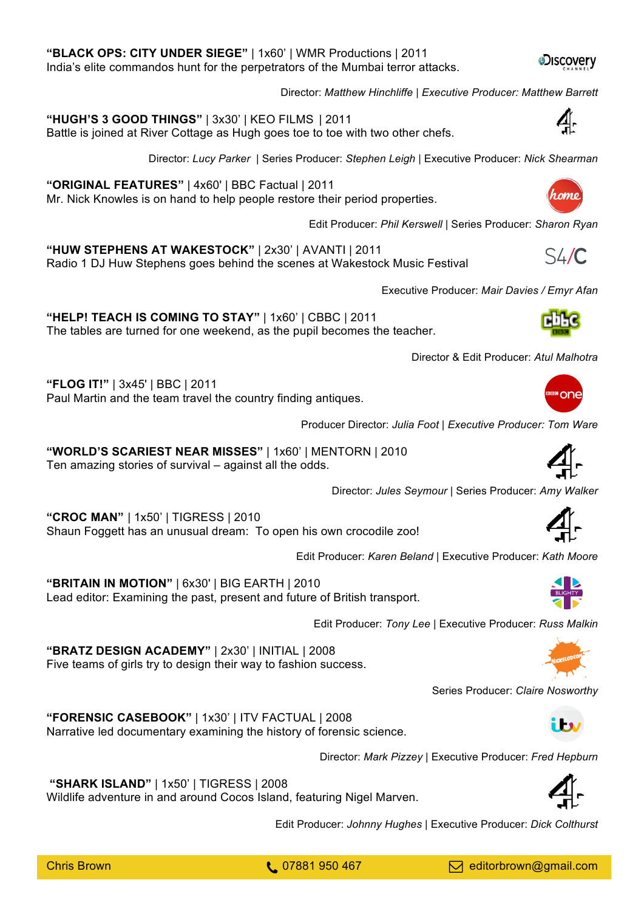**"BLACK OPS: CITY UNDER SIEGE"** | 1x60' | WMR Productions | 2011
India's elite commandos hunt for the perpetrators of the Mumbai terror attacks.

Director: *Matthew Hinchliffe* | *Executive Producer: Matthew Barrett*

**"HUGH'S 3 GOOD THINGS"** | 3x30' | KEO FILMS | 2011
Battle is joined at River Cottage as Hugh goes toe to toe with two other chefs.

Director: *Lucy Parker* | Series Producer: *Stephen Leigh* | Executive Producer: *Nick Shearman*

**"ORIGINAL FEATURES"** | 4x60' | BBC Factual | 2011
Mr. Nick Knowles is on hand to help people restore their period properties.

Edit Producer: *Phil Kerswell* | Series Producer: *Sharon Ryan*

**"HUW STEPHENS AT WAKESTOCK"** | 2x30' | AVANTI | 2011
Radio 1 DJ Huw Stephens goes behind the scenes at Wakestock Music Festival

Executive Producer: *Mair Davies / Emyr Afan*

**"HELP! TEACH IS COMING TO STAY"** | 1x60' | CBBC | 2011
The tables are turned for one weekend, as the pupil becomes the teacher.

Director & Edit Producer: *Atul Malhotra*

**"FLOG IT!"** | 3x45' | BBC | 2011
Paul Martin and the team travel the country finding antiques.

Producer Director: *Julia Foot* | *Executive Producer: Tom Ware*

**"WORLD'S SCARIEST NEAR MISSES"** | 1x60' | MENTORN | 2010
Ten amazing stories of survival – against all the odds.

Director: *Jules Seymour* | Series Producer: *Amy Walker*

**"CROC MAN"** | 1x50' | TIGRESS | 2010
Shaun Foggett has an unusual dream: To open his own crocodile zoo!

Edit Producer: *Karen Beland* | Executive Producer: *Kath Moore*

**"BRITAIN IN MOTION"** | 6x30' | BIG EARTH | 2010
Lead editor: Examining the past, present and future of British transport.

Edit Producer: *Tony Lee* | Executive Producer: *Russ Malkin*

**"BRATZ DESIGN ACADEMY"** | 2x30' | INITIAL | 2008
Five teams of girls try to design their way to fashion success.

Series Producer: *Claire Nosworthy*

**"FORENSIC CASEBOOK"** | 1x30' | ITV FACTUAL | 2008
Narrative led documentary examining the history of forensic science.

Director: *Mark Pizzey* | Executive Producer: *Fred Hepburn*

**"SHARK ISLAND"** | 1x50' | TIGRESS | 2008
Wildlife adventure in and around Cocos Island, featuring Nigel Marven.

Edit Producer: *Johnny Hughes* | Executive Producer: *Dick Colthurst*

Chris Brown | 07881 950 467 | editorbrown@gmail.com